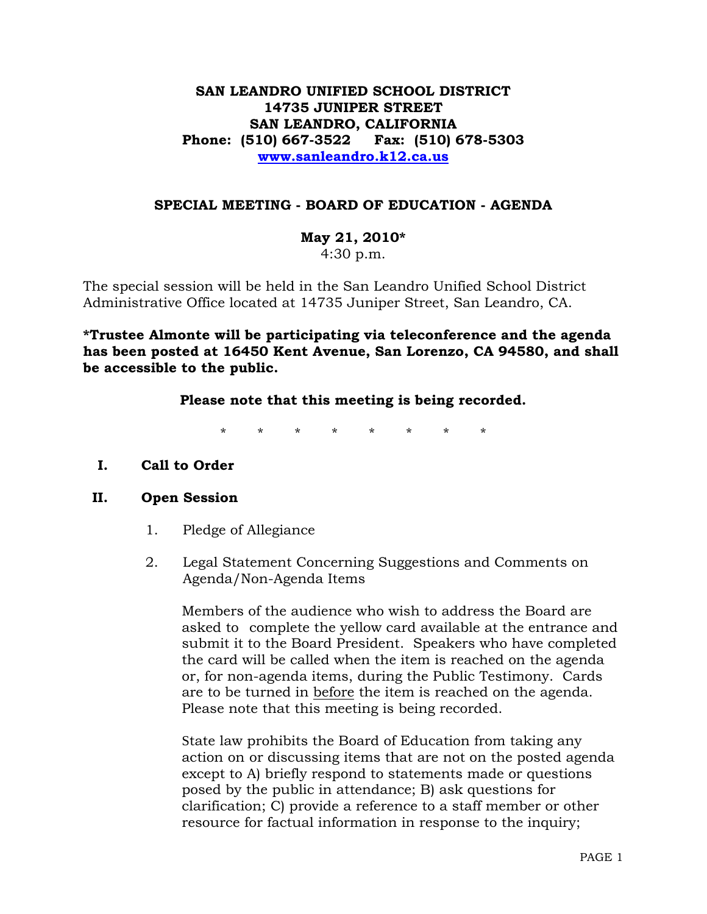**SAN LEANDRO UNIFIED SCHOOL DISTRICT**
**14735 JUNIPER STREET**
**SAN LEANDRO, CALIFORNIA**
**Phone: (510) 667-3522 Fax: (510) 678-5303**
**[www.sanleandro.k12.ca.us](http://www.sanleandro.k12.ca.us)**

## SPECIAL MEETING - BOARD OF EDUCATION - AGENDA

**May 21, 2010***
4:30 p.m.

The special session will be held in the San Leandro Unified School District Administrative Office located at 14735 Juniper Street, San Leandro, CA.

**\*Trustee Almonte will be participating via teleconference and the agenda has been posted at 16450 Kent Avenue, San Lorenzo, CA 94580, and shall be accessible to the public.**

**Please note that this meeting is being recorded.**

\* \* \* \* \* \* \* \*

**I. Call to Order**

**II. Open Session**

1. Pledge of Allegiance

2. Legal Statement Concerning Suggestions and Comments on Agenda/Non-Agenda Items

   Members of the audience who wish to address the Board are asked to complete the yellow card available at the entrance and submit it to the Board President. Speakers who have completed the card will be called when the item is reached on the agenda or, for non-agenda items, during the Public Testimony. Cards are to be turned in <u>before</u> the item is reached on the agenda. Please note that this meeting is being recorded.

   State law prohibits the Board of Education from taking any action on or discussing items that are not on the posted agenda except to A) briefly respond to statements made or questions posed by the public in attendance; B) ask questions for clarification; C) provide a reference to a staff member or other resource for factual information in response to the inquiry;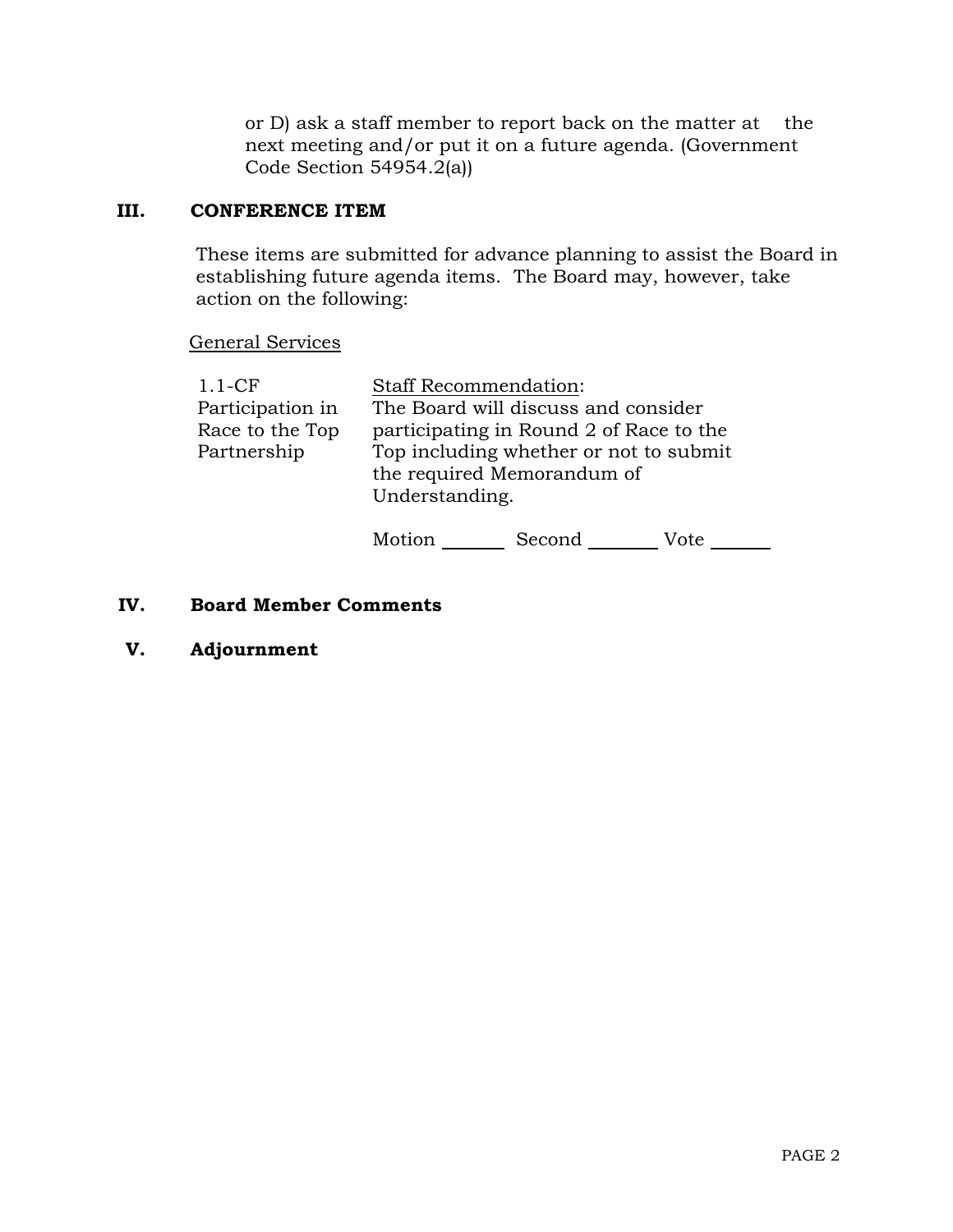or D) ask a staff member to report back on the matter at the next meeting and/or put it on a future agenda. (Government Code Section 54954.2(a))

## III. CONFERENCE ITEM

These items are submitted for advance planning to assist the Board in establishing future agenda items. The Board may, however, take action on the following:

General Services

| | |
|---|---|
| 1.1-CF Participation in Race to the Top Partnership | Staff Recommendation: The Board will discuss and consider participating in Round 2 of Race to the Top including whether or not to submit the required Memorandum of Understanding. |
| | Motion \_\_\_\_\_\_ Second \_\_\_\_\_\_ Vote \_\_\_\_\_\_ |

## IV. Board Member Comments

## V. Adjournment